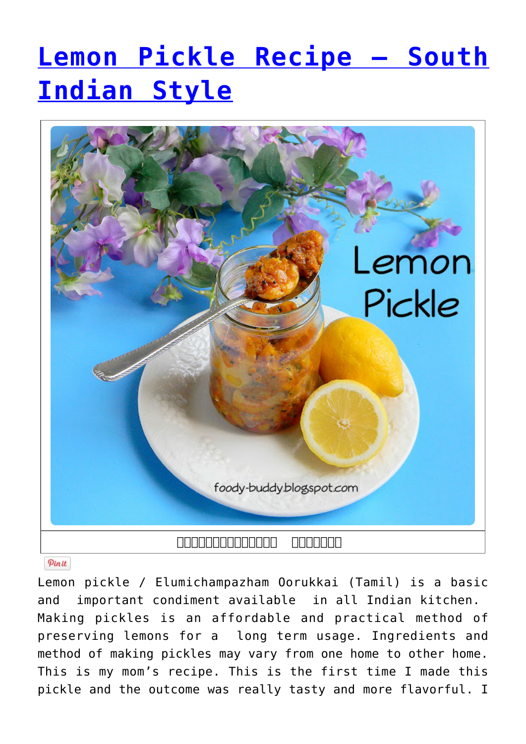# Lemon Pickle Recipe – South Indian Style

Pin it

Lemon pickle / Elumichampazham Oorukkai (Tamil) is a basic and important condiment available in all Indian kitchen. Making pickles is an affordable and practical method of preserving lemons for a long term usage. Ingredients and method of making pickles may vary from one home to other home. This is my mom's recipe. This is the first time I made this pickle and the outcome was really tasty and more flavorful. I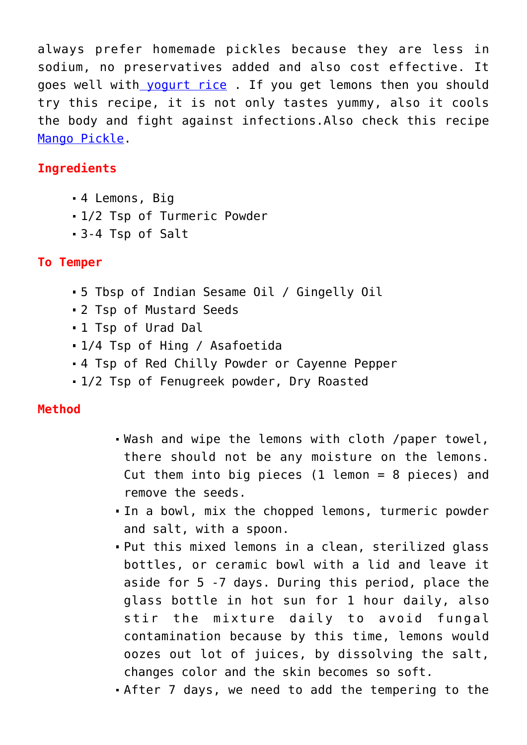always prefer homemade pickles because they are less in sodium, no preservatives added and also cost effective. It goes well with [yogurt rice](#) . If you get lemons then you should try this recipe, it is not only tastes yummy, also it cools the body and fight against infections.Also check this recipe [Mango Pickle](#).

**Ingredients**

- 4 Lemons, Big
- 1/2 Tsp of Turmeric Powder
- 3-4 Tsp of Salt

**To Temper**

- 5 Tbsp of Indian Sesame Oil / Gingelly Oil
- 2 Tsp of Mustard Seeds
- 1 Tsp of Urad Dal
- 1/4 Tsp of Hing / Asafoetida
- 4 Tsp of Red Chilly Powder or Cayenne Pepper
- 1/2 Tsp of Fenugreek powder, Dry Roasted

**Method**

- Wash and wipe the lemons with cloth /paper towel, there should not be any moisture on the lemons. Cut them into big pieces (1 lemon = 8 pieces) and remove the seeds.
- In a bowl, mix the chopped lemons, turmeric powder and salt, with a spoon.
- Put this mixed lemons in a clean, sterilized glass bottles, or ceramic bowl with a lid and leave it aside for 5 -7 days. During this period, place the glass bottle in hot sun for 1 hour daily, also stir the mixture daily to avoid fungal contamination because by this time, lemons would oozes out lot of juices, by dissolving the salt, changes color and the skin becomes so soft.
- After 7 days, we need to add the tempering to the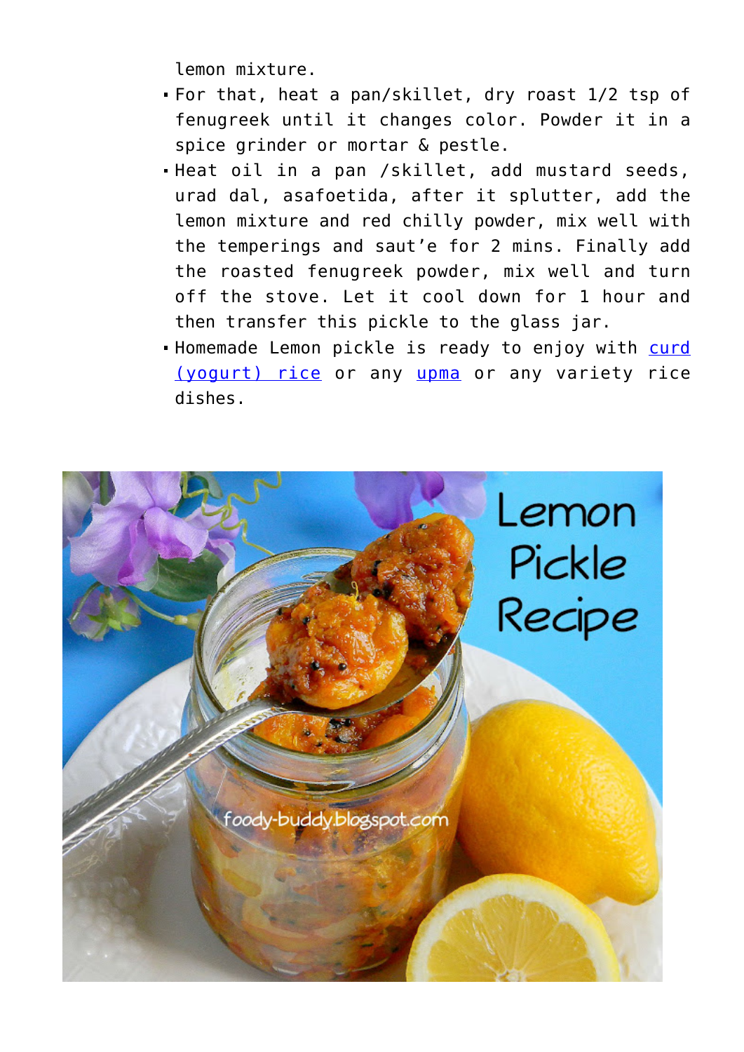lemon mixture.

- For that, heat a pan/skillet, dry roast 1/2 tsp of fenugreek until it changes color. Powder it in a spice grinder or mortar & pestle.
- Heat oil in a pan /skillet, add mustard seeds, urad dal, asafoetida, after it splutter, add the lemon mixture and red chilly powder, mix well with the temperings and saut'e for 2 mins. Finally add the roasted fenugreek powder, mix well and turn off the stove. Let it cool down for 1 hour and then transfer this pickle to the glass jar.
- Homemade Lemon pickle is ready to enjoy with curd (yogurt) rice or any upma or any variety rice dishes.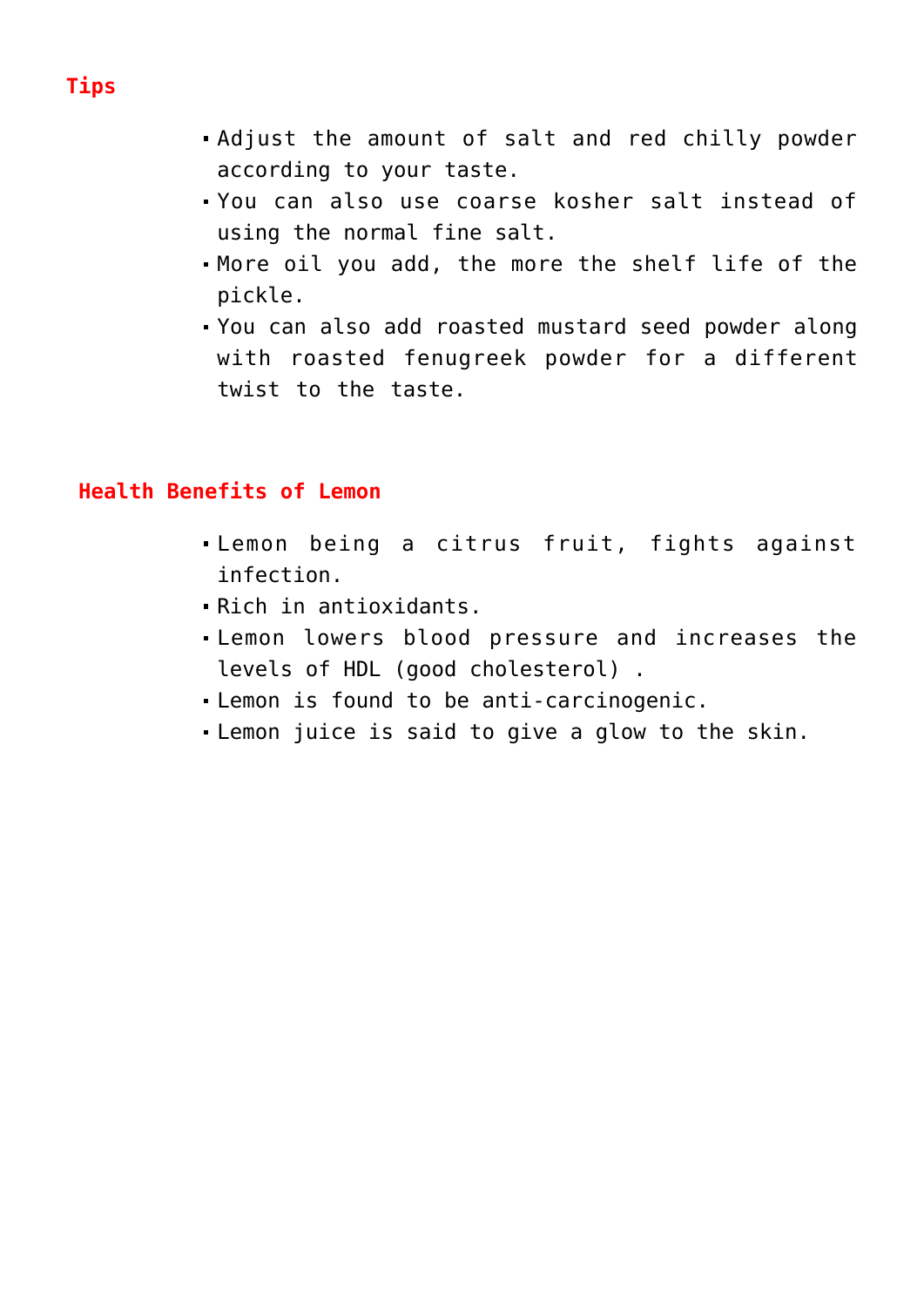## Tips

- Adjust the amount of salt and red chilly powder according to your taste.
- You can also use coarse kosher salt instead of using the normal fine salt.
- More oil you add, the more the shelf life of the pickle.
- You can also add roasted mustard seed powder along with roasted fenugreek powder for a different twist to the taste.

## Health Benefits of Lemon

- Lemon being a citrus fruit, fights against infection.
- Rich in antioxidants.
- Lemon lowers blood pressure and increases the levels of HDL (good cholesterol) .
- Lemon is found to be anti-carcinogenic.
- Lemon juice is said to give a glow to the skin.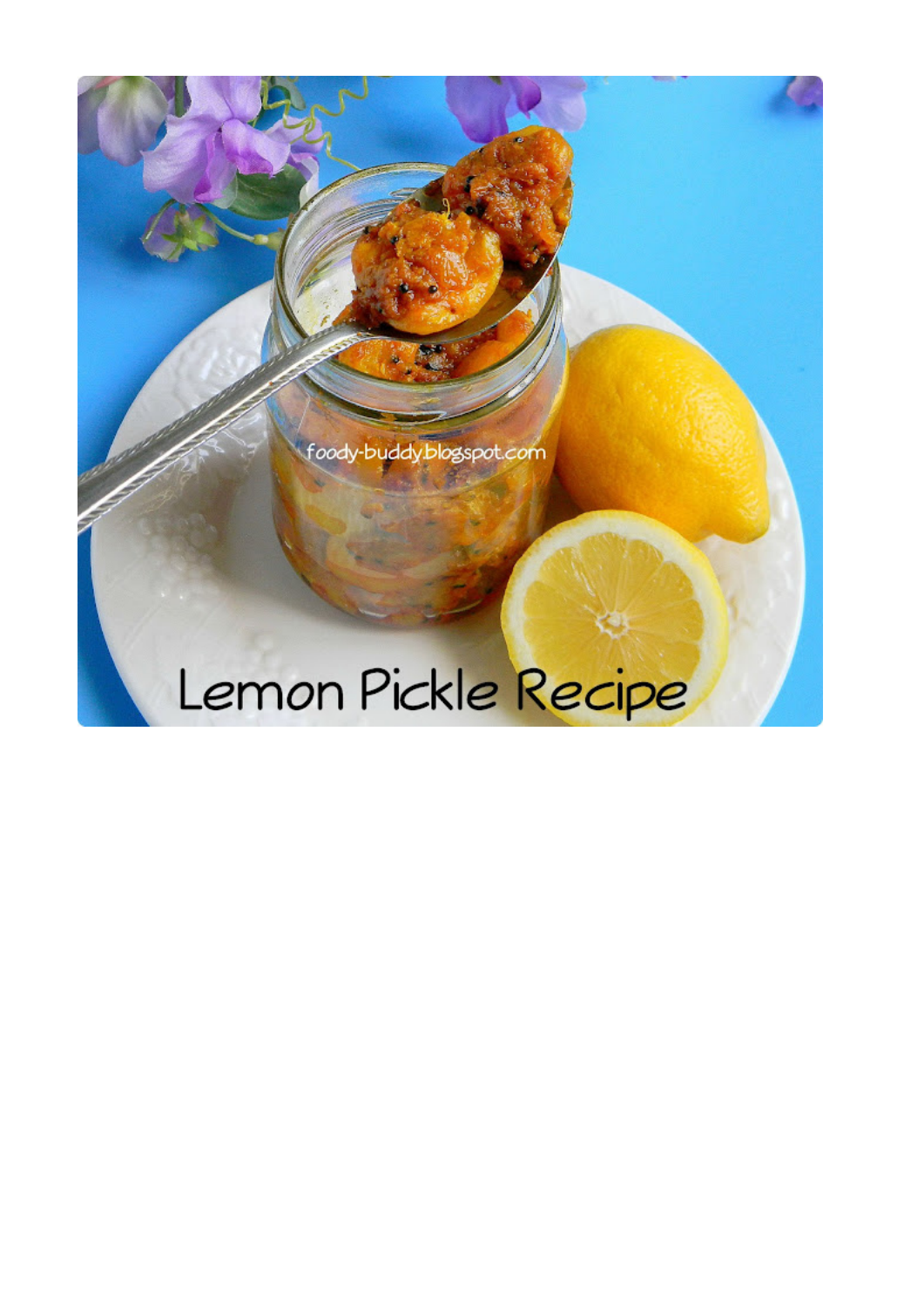Lemon Pickle Recipe